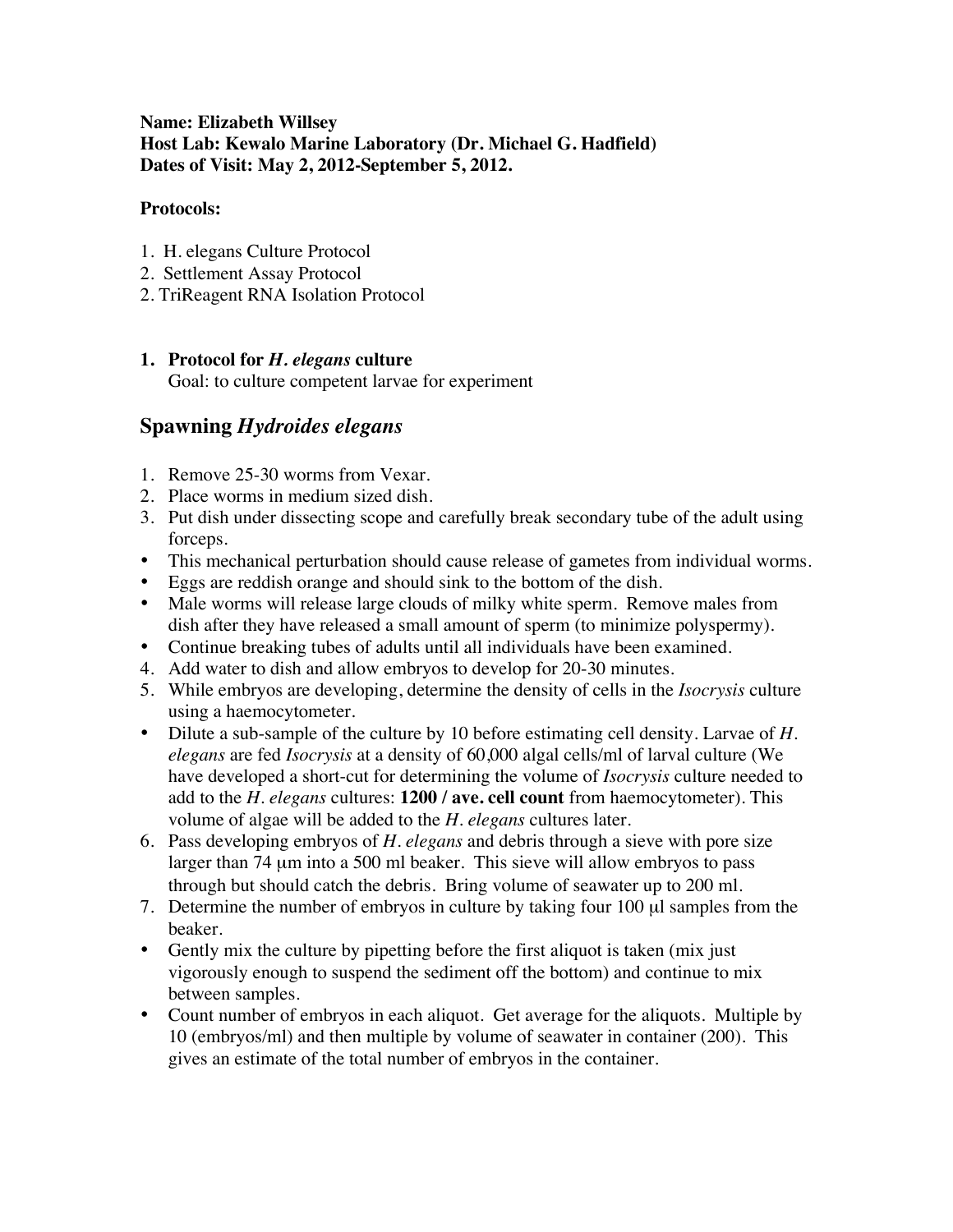**Name: Elizabeth Willsey**
**Host Lab: Kewalo Marine Laboratory (Dr. Michael G. Hadfield)**
**Dates of Visit: May 2, 2012-September 5, 2012.**

**Protocols:**

1. H. elegans Culture Protocol
2. Settlement Assay Protocol
2. TriReagent RNA Isolation Protocol

1. **Protocol for *H. elegans* culture**
   Goal: to culture competent larvae for experiment

## Spawning *Hydroides elegans*

1. Remove 25-30 worms from Vexar.
2. Place worms in medium sized dish.
3. Put dish under dissecting scope and carefully break secondary tube of the adult using forceps.

- This mechanical perturbation should cause release of gametes from individual worms.
- Eggs are reddish orange and should sink to the bottom of the dish.
- Male worms will release large clouds of milky white sperm. Remove males from dish after they have released a small amount of sperm (to minimize polyspermy).
- Continue breaking tubes of adults until all individuals have been examined.

4. Add water to dish and allow embryos to develop for 20-30 minutes.
5. While embryos are developing, determine the density of cells in the *Isocrysis* culture using a haemocytometer.

- Dilute a sub-sample of the culture by 10 before estimating cell density. Larvae of *H. elegans* are fed *Isocrysis* at a density of 60,000 algal cells/ml of larval culture (We have developed a short-cut for determining the volume of *Isocrysis* culture needed to add to the *H. elegans* cultures: **1200 / ave. cell count** from haemocytometer). This volume of algae will be added to the *H. elegans* cultures later.

6. Pass developing embryos of *H. elegans* and debris through a sieve with pore size larger than 74 µm into a 500 ml beaker. This sieve will allow embryos to pass through but should catch the debris. Bring volume of seawater up to 200 ml.
7. Determine the number of embryos in culture by taking four 100 µl samples from the beaker.

- Gently mix the culture by pipetting before the first aliquot is taken (mix just vigorously enough to suspend the sediment off the bottom) and continue to mix between samples.
- Count number of embryos in each aliquot. Get average for the aliquots. Multiple by 10 (embryos/ml) and then multiple by volume of seawater in container (200). This gives an estimate of the total number of embryos in the container.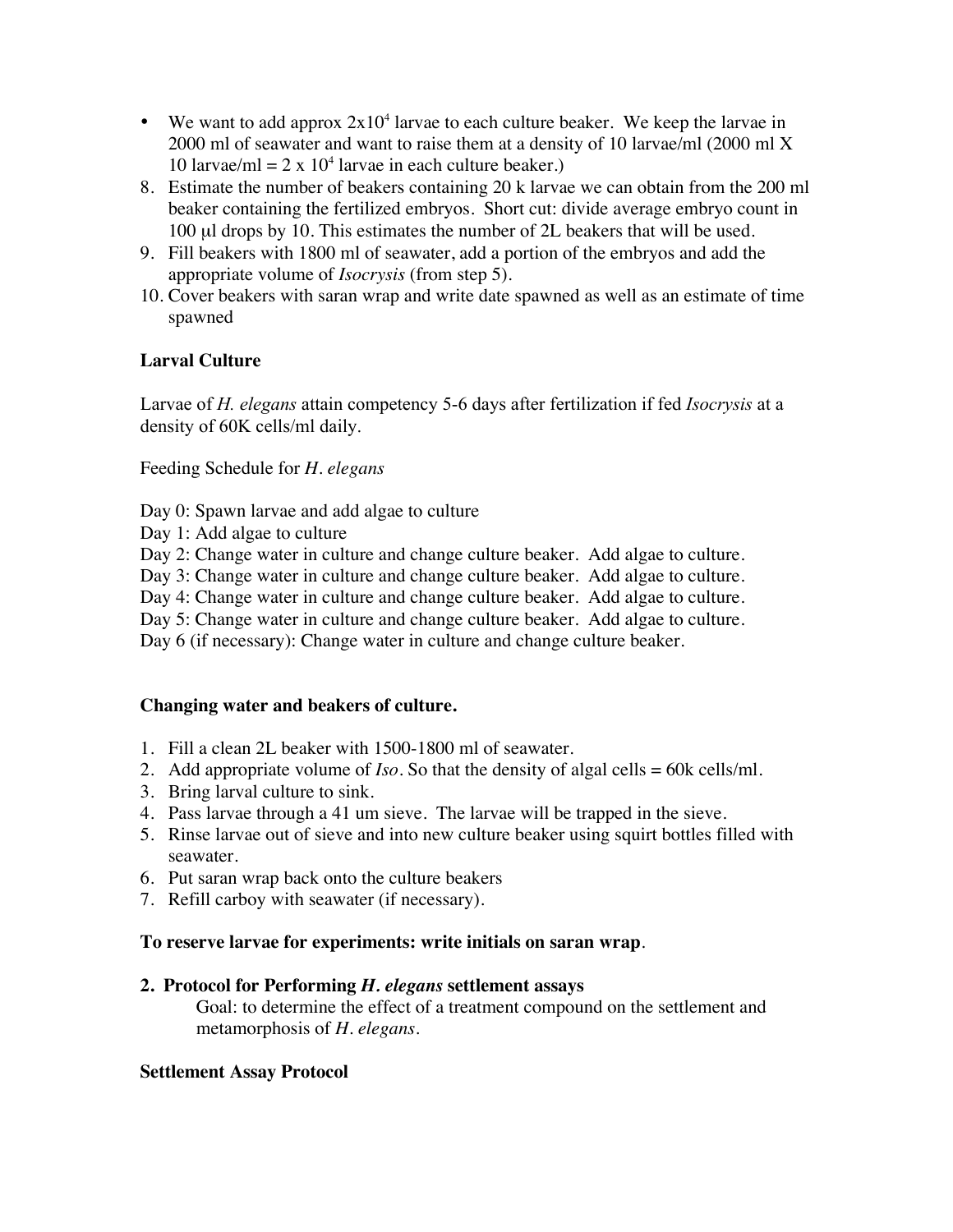- We want to add approx $2 \times 10^4$ larvae to each culture beaker. We keep the larvae in 2000 ml of seawater and want to raise them at a density of 10 larvae/ml (2000 ml X 10 larvae/ml = $2 \times 10^4$ larvae in each culture beaker.)

8. Estimate the number of beakers containing 20 k larvae we can obtain from the 200 ml beaker containing the fertilized embryos. Short cut: divide average embryo count in 100 μl drops by 10. This estimates the number of 2L beakers that will be used.
9. Fill beakers with 1800 ml of seawater, add a portion of the embryos and add the appropriate volume of *Isocrysis* (from step 5).
10. Cover beakers with saran wrap and write date spawned as well as an estimate of time spawned

**Larval Culture**

Larvae of *H. elegans* attain competency 5-6 days after fertilization if fed *Isocrysis* at a density of 60K cells/ml daily.

Feeding Schedule for *H. elegans*

Day 0: Spawn larvae and add algae to culture
Day 1: Add algae to culture
Day 2: Change water in culture and change culture beaker. Add algae to culture.
Day 3: Change water in culture and change culture beaker. Add algae to culture.
Day 4: Change water in culture and change culture beaker. Add algae to culture.
Day 5: Change water in culture and change culture beaker. Add algae to culture.
Day 6 (if necessary): Change water in culture and change culture beaker.

**Changing water and beakers of culture.**

1. Fill a clean 2L beaker with 1500-1800 ml of seawater.
2. Add appropriate volume of *Iso*. So that the density of algal cells = 60k cells/ml.
3. Bring larval culture to sink.
4. Pass larvae through a 41 um sieve. The larvae will be trapped in the sieve.
5. Rinse larvae out of sieve and into new culture beaker using squirt bottles filled with seawater.
6. Put saran wrap back onto the culture beakers
7. Refill carboy with seawater (if necessary).

**To reserve larvae for experiments: write initials on saran wrap**.

**2. Protocol for Performing *H. elegans* settlement assays**

Goal: to determine the effect of a treatment compound on the settlement and metamorphosis of *H. elegans*.

**Settlement Assay Protocol**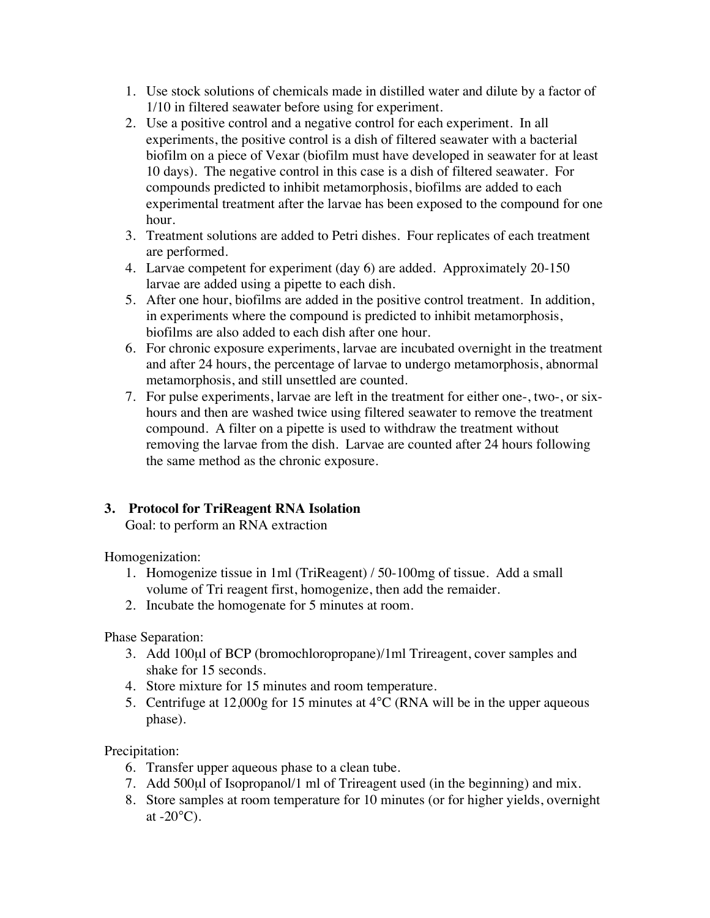1. Use stock solutions of chemicals made in distilled water and dilute by a factor of 1/10 in filtered seawater before using for experiment.
2. Use a positive control and a negative control for each experiment. In all experiments, the positive control is a dish of filtered seawater with a bacterial biofilm on a piece of Vexar (biofilm must have developed in seawater for at least 10 days). The negative control in this case is a dish of filtered seawater. For compounds predicted to inhibit metamorphosis, biofilms are added to each experimental treatment after the larvae has been exposed to the compound for one hour.
3. Treatment solutions are added to Petri dishes. Four replicates of each treatment are performed.
4. Larvae competent for experiment (day 6) are added. Approximately 20-150 larvae are added using a pipette to each dish.
5. After one hour, biofilms are added in the positive control treatment. In addition, in experiments where the compound is predicted to inhibit metamorphosis, biofilms are also added to each dish after one hour.
6. For chronic exposure experiments, larvae are incubated overnight in the treatment and after 24 hours, the percentage of larvae to undergo metamorphosis, abnormal metamorphosis, and still unsettled are counted.
7. For pulse experiments, larvae are left in the treatment for either one-, two-, or six-hours and then are washed twice using filtered seawater to remove the treatment compound. A filter on a pipette is used to withdraw the treatment without removing the larvae from the dish. Larvae are counted after 24 hours following the same method as the chronic exposure.

### 3. Protocol for TriReagent RNA Isolation

Goal: to perform an RNA extraction

Homogenization:

1. Homogenize tissue in 1ml (TriReagent) / 50-100mg of tissue. Add a small volume of Tri reagent first, homogenize, then add the remaider.
2. Incubate the homogenate for 5 minutes at room.

Phase Separation:

3. Add 100μl of BCP (bromochloropropane)/1ml Trireagent, cover samples and shake for 15 seconds.
4. Store mixture for 15 minutes and room temperature.
5. Centrifuge at 12,000g for 15 minutes at 4°C (RNA will be in the upper aqueous phase).

Precipitation:

6. Transfer upper aqueous phase to a clean tube.
7. Add 500μl of Isopropanol/1 ml of Trireagent used (in the beginning) and mix.
8. Store samples at room temperature for 10 minutes (or for higher yields, overnight at -20°C).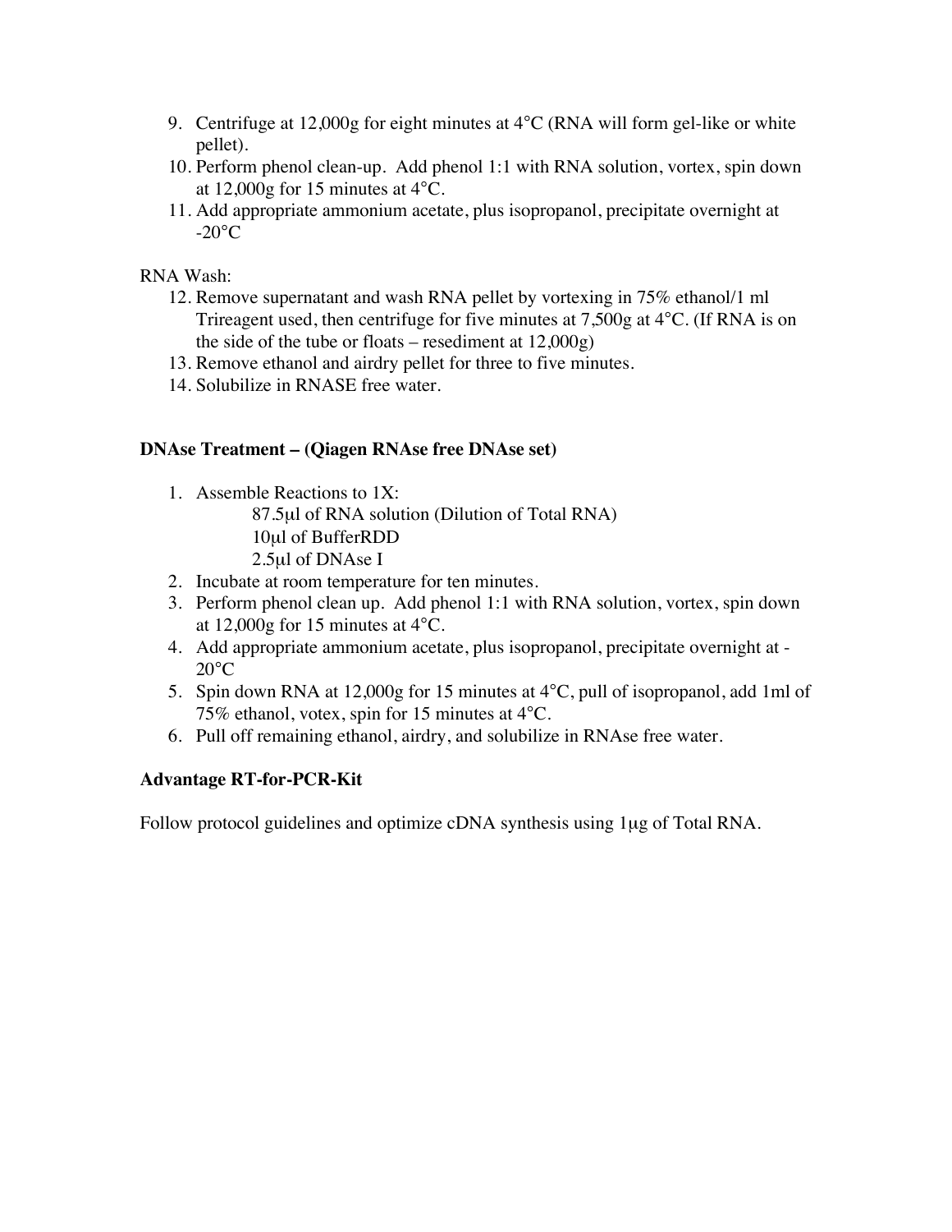9. Centrifuge at 12,000g for eight minutes at 4°C (RNA will form gel-like or white pellet).
10. Perform phenol clean-up. Add phenol 1:1 with RNA solution, vortex, spin down at 12,000g for 15 minutes at 4°C.
11. Add appropriate ammonium acetate, plus isopropanol, precipitate overnight at -20°C

RNA Wash:

12. Remove supernatant and wash RNA pellet by vortexing in 75% ethanol/1 ml Trireagent used, then centrifuge for five minutes at 7,500g at 4°C. (If RNA is on the side of the tube or floats – resediment at 12,000g)
13. Remove ethanol and airdry pellet for three to five minutes.
14. Solubilize in RNASE free water.

**DNAse Treatment – (Qiagen RNAse free DNAse set)**

1. Assemble Reactions to 1X:
   - 87.5μl of RNA solution (Dilution of Total RNA)
   - 10μl of BufferRDD
   - 2.5μl of DNAse I
2. Incubate at room temperature for ten minutes.
3. Perform phenol clean up. Add phenol 1:1 with RNA solution, vortex, spin down at 12,000g for 15 minutes at 4°C.
4. Add appropriate ammonium acetate, plus isopropanol, precipitate overnight at -20°C
5. Spin down RNA at 12,000g for 15 minutes at 4°C, pull of isopropanol, add 1ml of 75% ethanol, votex, spin for 15 minutes at 4°C.
6. Pull off remaining ethanol, airdry, and solubilize in RNAse free water.

**Advantage RT-for-PCR-Kit**

Follow protocol guidelines and optimize cDNA synthesis using 1μg of Total RNA.